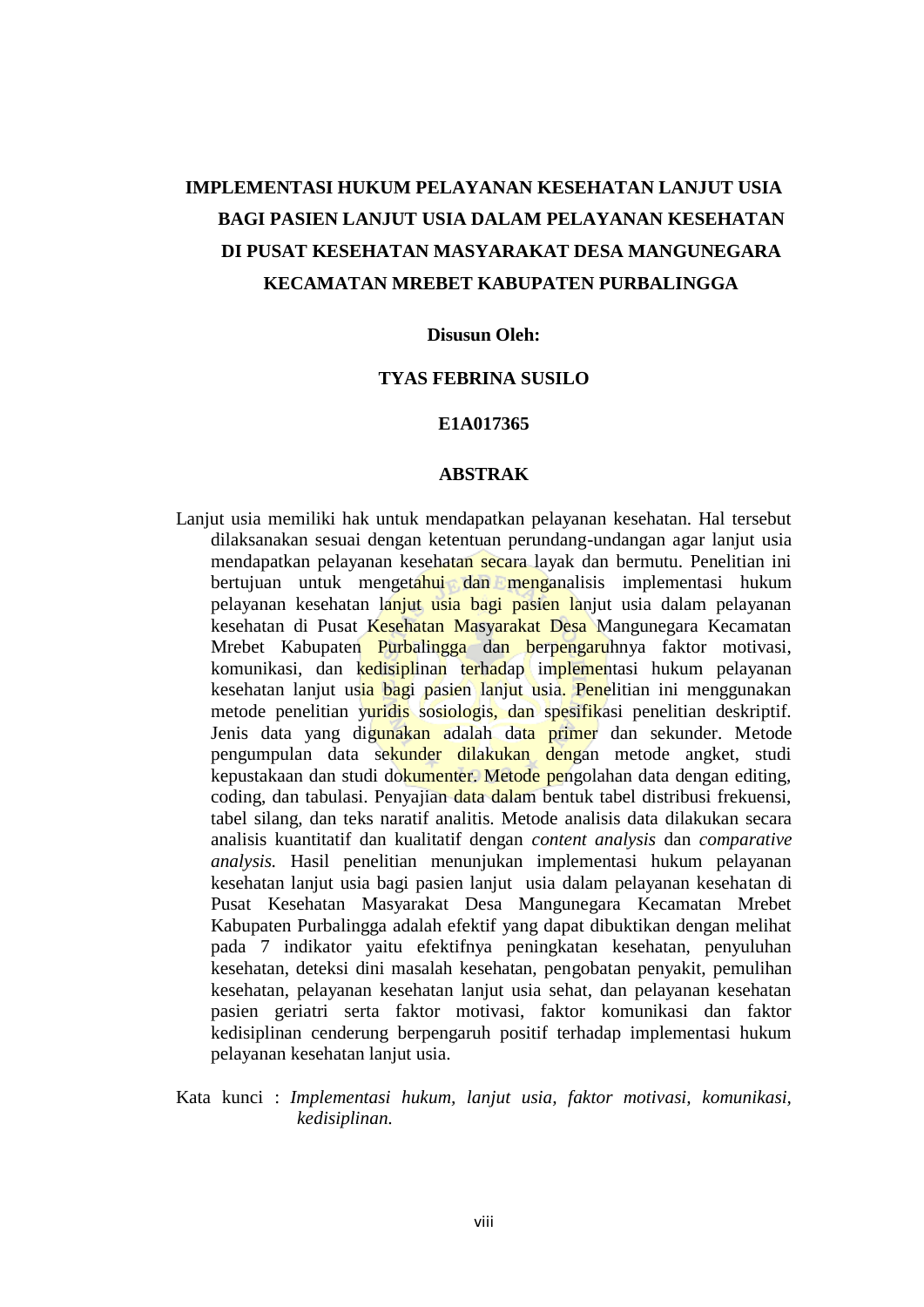# IMPLEMENTASI HUKUM PELAYANAN KESEHATAN LANJUT USIA BAGI PASIEN LANJUT USIA DALAM PELAYANAN KESEHATAN DI PUSAT KESEHATAN MASYARAKAT DESA MANGUNEGARA KECAMATAN MREBET KABUPATEN PURBALINGGA

**Disusun Oleh:**

**TYAS FEBRINA SUSILO**

**E1A017365**

## ABSTRAK

Lanjut usia memiliki hak untuk mendapatkan pelayanan kesehatan. Hal tersebut dilaksanakan sesuai dengan ketentuan perundang-undangan agar lanjut usia mendapatkan pelayanan kesehatan secara layak dan bermutu. Penelitian ini bertujuan untuk mengetahui dan menganalisis implementasi hukum pelayanan kesehatan lanjut usia bagi pasien lanjut usia dalam pelayanan kesehatan di Pusat Kesehatan Masyarakat Desa Mangunegara Kecamatan Mrebet Kabupaten Purbalingga dan berpengaruhnya faktor motivasi, komunikasi, dan kedisiplinan terhadap implementasi hukum pelayanan kesehatan lanjut usia bagi pasien lanjut usia. Penelitian ini menggunakan metode penelitian yuridis sosiologis, dan spesifikasi penelitian deskriptif. Jenis data yang digunakan adalah data primer dan sekunder. Metode pengumpulan data sekunder dilakukan dengan metode angket, studi kepustakaan dan studi dokumenter. Metode pengolahan data dengan editing, coding, dan tabulasi. Penyajian data dalam bentuk tabel distribusi frekuensi, tabel silang, dan teks naratif analitis. Metode analisis data dilakukan secara analisis kuantitatif dan kualitatif dengan *content analysis* dan *comparative analysis.* Hasil penelitian menunjukan implementasi hukum pelayanan kesehatan lanjut usia bagi pasien lanjut usia dalam pelayanan kesehatan di Pusat Kesehatan Masyarakat Desa Mangunegara Kecamatan Mrebet Kabupaten Purbalingga adalah efektif yang dapat dibuktikan dengan melihat pada 7 indikator yaitu efektifnya peningkatan kesehatan, penyuluhan kesehatan, deteksi dini masalah kesehatan, pengobatan penyakit, pemulihan kesehatan, pelayanan kesehatan lanjut usia sehat, dan pelayanan kesehatan pasien geriatri serta faktor motivasi, faktor komunikasi dan faktor kedisiplinan cenderung berpengaruh positif terhadap implementasi hukum pelayanan kesehatan lanjut usia.

Kata kunci : *Implementasi hukum, lanjut usia, faktor motivasi, komunikasi, kedisiplinan.*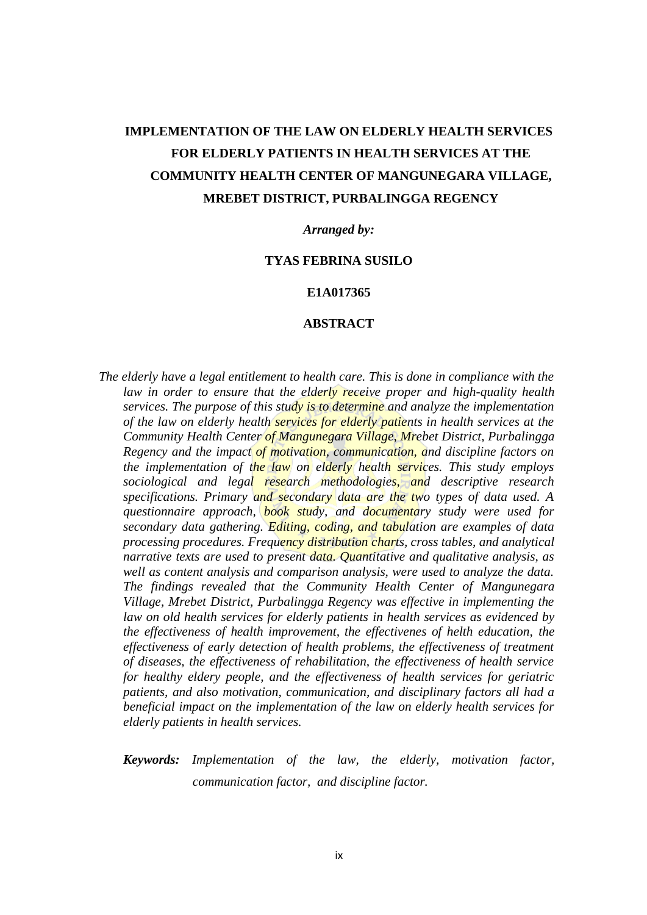# IMPLEMENTATION OF THE LAW ON ELDERLY HEALTH SERVICES FOR ELDERLY PATIENTS IN HEALTH SERVICES AT THE COMMUNITY HEALTH CENTER OF MANGUNEGARA VILLAGE, MREBET DISTRICT, PURBALINGGA REGENCY

***Arranged by:***

**TYAS FEBRINA SUSILO**

**E1A017365**

## ABSTRACT

*The elderly have a legal entitlement to health care. This is done in compliance with the law in order to ensure that the elderly receive proper and high-quality health services. The purpose of this study is to determine and analyze the implementation of the law on elderly health services for elderly patients in health services at the Community Health Center of Mangunegara Village, Mrebet District, Purbalingga Regency and the impact of motivation, communication, and discipline factors on the implementation of the law on elderly health services. This study employs sociological and legal research methodologies, and descriptive research specifications. Primary and secondary data are the two types of data used. A questionnaire approach, book study, and documentary study were used for secondary data gathering. Editing, coding, and tabulation are examples of data processing procedures. Frequency distribution charts, cross tables, and analytical narrative texts are used to present data. Quantitative and qualitative analysis, as well as content analysis and comparison analysis, were used to analyze the data. The findings revealed that the Community Health Center of Mangunegara Village, Mrebet District, Purbalingga Regency was effective in implementing the law on old health services for elderly patients in health services as evidenced by the effectiveness of health improvement, the effectivenes of helth education, the effectiveness of early detection of health problems, the effectiveness of treatment of diseases, the effectiveness of rehabilitation, the effectiveness of health service for healthy eldery people, and the effectiveness of health services for geriatric patients, and also motivation, communication, and disciplinary factors all had a beneficial impact on the implementation of the law on elderly health services for elderly patients in health services.*

***Keywords:*** *Implementation of the law, the elderly, motivation factor, communication factor, and discipline factor.*